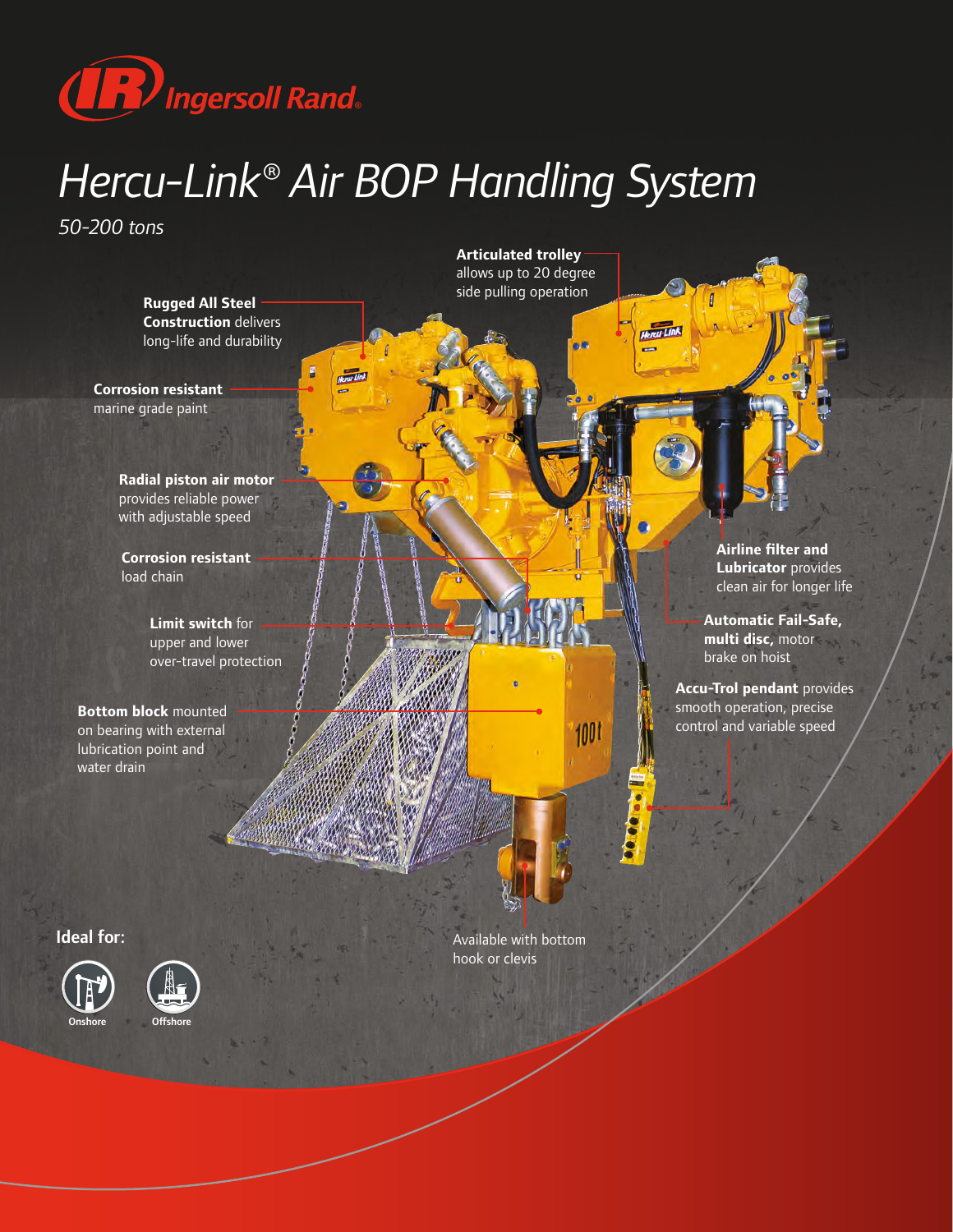Ingersoll Rand

# *Hercu-Link® Air BOP Handling System*

*50-200 tons*

**Articulated trolley** allows up to 20 degree side pulling operation

**Rugged All Steel Construction** delivers long-life and durability

**Corrosion resistant** marine grade paint

**Radial piston air motor** provides reliable power with adjustable speed

**Corrosion resistant** load chain

**Limit switch** for upper and lower over-travel protection

**Bottom block** mounted on bearing with external lubrication point and water drain

**Airline filter and Lubricator** provides clean air for longer life

**Automatic Fail-Safe, multi disc,** motor brake on hoist

**Accu-Trol pendant** provides smooth operation, precise control and variable speed

Available with bottom hook or clevis

## Ideal for:

- Onshore
- Offshore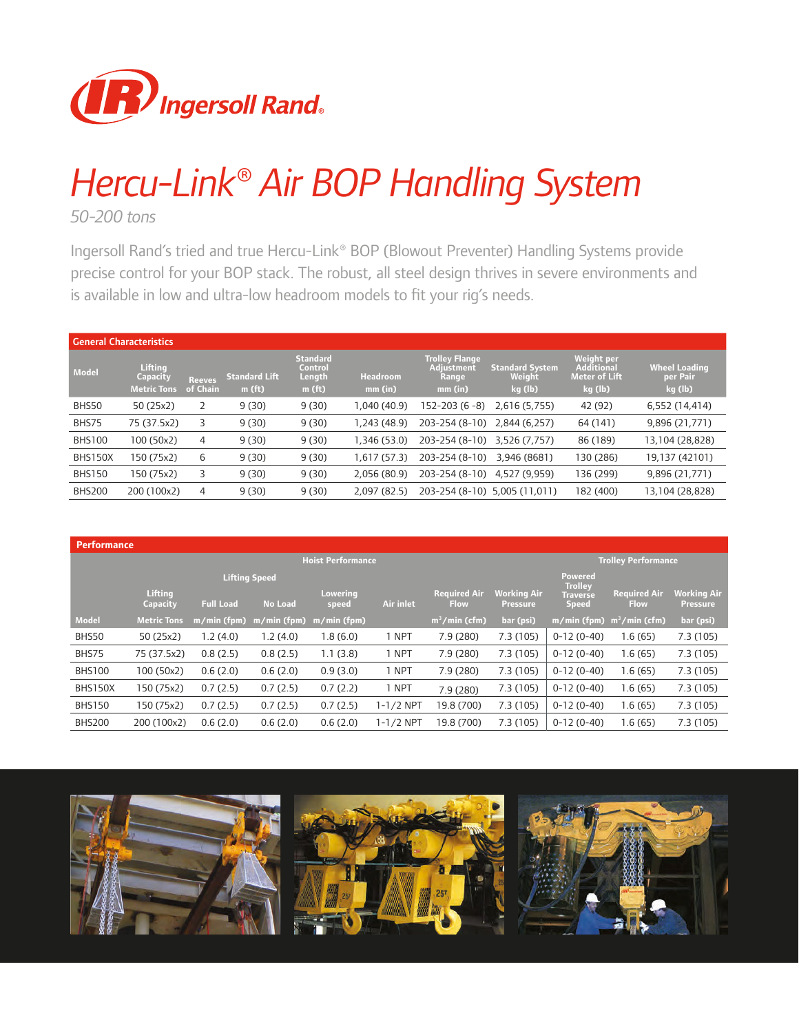Ingersoll Rand®

# Hercu-Link® Air BOP Handling System

*50-200 tons*

Ingersoll Rand's tried and true Hercu-Link® BOP (Blowout Preventer) Handling Systems provide precise control for your BOP stack. The robust, all steel design thrives in severe environments and is available in low and ultra-low headroom models to fit your rig's needs.

## General Characteristics

| Model | Lifting Capacity Metric Tons | Reeves of Chain | Standard Lift m (ft) | Standard Control Length m (ft) | Headroom mm (in) | Trolley Flange Adjustment Range mm (in) | Standard System Weight kg (lb) | Weight per Additional Meter of Lift kg (lb) | Wheel Loading per Pair kg (lb) |
|---|---|---|---|---|---|---|---|---|---|
| BHS50 | 50 (25x2) | 2 | 9 (30) | 9 (30) | 1,040 (40.9) | 152-203 (6 -8) | 2,616 (5,755) | 42 (92) | 6,552 (14,414) |
| BHS75 | 75 (37.5x2) | 3 | 9 (30) | 9 (30) | 1,243 (48.9) | 203-254 (8-10) | 2,844 (6,257) | 64 (141) | 9,896 (21,771) |
| BHS100 | 100 (50x2) | 4 | 9 (30) | 9 (30) | 1,346 (53.0) | 203-254 (8-10) | 3,526 (7,757) | 86 (189) | 13,104 (28,828) |
| BHS150X | 150 (75x2) | 6 | 9 (30) | 9 (30) | 1,617 (57.3) | 203-254 (8-10) | 3,946 (8681) | 130 (286) | 19,137 (42101) |
| BHS150 | 150 (75x2) | 3 | 9 (30) | 9 (30) | 2,056 (80.9) | 203-254 (8-10) | 4,527 (9,959) | 136 (299) | 9,896 (21,771) |
| BHS200 | 200 (100x2) | 4 | 9 (30) | 9 (30) | 2,097 (82.5) | 203-254 (8-10) | 5,005 (11,011) | 182 (400) | 13,104 (28,828) |

## Performance

| | Hoist Performance | | | | | | | Trolley Performance | | |
|---|---|---|---|---|---|---|---|---|---|---|
| | | Lifting Speed | | | | | | | | |
| | Lifting Capacity | Full Load | No Load | Lowering speed | Air inlet | Required Air Flow | Working Air Pressure | Powered Trolley Traverse Speed | Required Air Flow | Working Air Pressure |
| Model | Metric Tons | m/min (fpm) | m/min (fpm) | m/min (fpm) | | m³/min (cfm) | bar (psi) | m/min (fpm) | m³/min (cfm) | bar (psi) |
| BHS50 | 50 (25x2) | 1.2 (4.0) | 1.2 (4.0) | 1.8 (6.0) | 1 NPT | 7.9 (280) | 7.3 (105) | 0-12 (0-40) | 1.6 (65) | 7.3 (105) |
| BHS75 | 75 (37.5x2) | 0.8 (2.5) | 0.8 (2.5) | 1.1 (3.8) | 1 NPT | 7.9 (280) | 7.3 (105) | 0-12 (0-40) | 1.6 (65) | 7.3 (105) |
| BHS100 | 100 (50x2) | 0.6 (2.0) | 0.6 (2.0) | 0.9 (3.0) | 1 NPT | 7.9 (280) | 7.3 (105) | 0-12 (0-40) | 1.6 (65) | 7.3 (105) |
| BHS150X | 150 (75x2) | 0.7 (2.5) | 0.7 (2.5) | 0.7 (2.2) | 1 NPT | 7.9 (280) | 7.3 (105) | 0-12 (0-40) | 1.6 (65) | 7.3 (105) |
| BHS150 | 150 (75x2) | 0.7 (2.5) | 0.7 (2.5) | 0.7 (2.5) | 1-1/2 NPT | 19.8 (700) | 7.3 (105) | 0-12 (0-40) | 1.6 (65) | 7.3 (105) |
| BHS200 | 200 (100x2) | 0.6 (2.0) | 0.6 (2.0) | 0.6 (2.0) | 1-1/2 NPT | 19.8 (700) | 7.3 (105) | 0-12 (0-40) | 1.6 (65) | 7.3 (105) |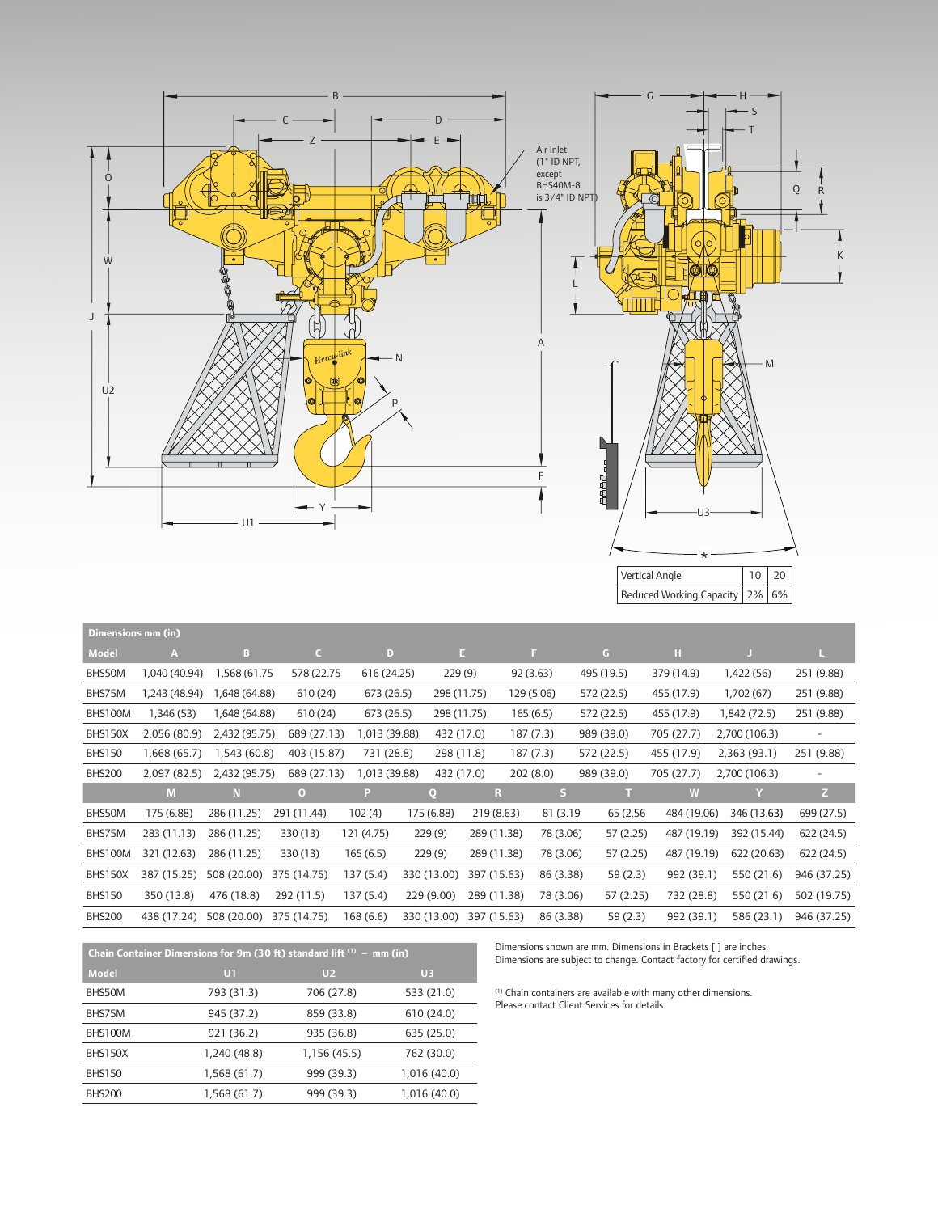Air Inlet (1" ID NPT, except BHS40M-8 is 3/4" ID NPT)

| Vertical Angle | 10 | 20 |
|---|---|---|
| Reduced Working Capacity | 2% | 6% |

| Dimensions mm (in) | | | | | | | | | | |
|---|---|---|---|---|---|---|---|---|---|---|
| **Model** | **A** | **B** | **C** | **D** | **E** | **F** | **G** | **H** | **J** | **L** |
| BHS50M | 1,040 (40.94) | 1,568 (61.75 | 578 (22.75 | 616 (24.25) | 229 (9) | 92 (3.63) | 495 (19.5) | 379 (14.9) | 1,422 (56) | 251 (9.88) |
| BHS75M | 1,243 (48.94) | 1,648 (64.88) | 610 (24) | 673 (26.5) | 298 (11.75) | 129 (5.06) | 572 (22.5) | 455 (17.9) | 1,702 (67) | 251 (9.88) |
| BHS100M | 1,346 (53) | 1,648 (64.88) | 610 (24) | 673 (26.5) | 298 (11.75) | 165 (6.5) | 572 (22.5) | 455 (17.9) | 1,842 (72.5) | 251 (9.88) |
| BHS150X | 2,056 (80.9) | 2,432 (95.75) | 689 (27.13) | 1,013 (39.88) | 432 (17.0) | 187 (7.3) | 989 (39.0) | 705 (27.7) | 2,700 (106.3) | - |
| BHS150 | 1,668 (65.7) | 1,543 (60.8) | 403 (15.87) | 731 (28.8) | 298 (11.8) | 187 (7.3) | 572 (22.5) | 455 (17.9) | 2,363 (93.1) | 251 (9.88) |
| BHS200 | 2,097 (82.5) | 2,432 (95.75) | 689 (27.13) | 1,013 (39.88) | 432 (17.0) | 202 (8.0) | 989 (39.0) | 705 (27.7) | 2,700 (106.3) | - |
| | **M** | **N** | **O** | **P** | **Q** | **R** | **S** | **T** | **W** | **Y** | **Z** |
| BHS50M | 175 (6.88) | 286 (11.25) | 291 (11.44) | 102 (4) | 175 (6.88) | 219 (8.63) | 81 (3.19 | 65 (2.56 | 484 (19.06) | 346 (13.63) | 699 (27.5) |
| BHS75M | 283 (11.13) | 286 (11.25) | 330 (13) | 121 (4.75) | 229 (9) | 289 (11.38) | 78 (3.06) | 57 (2.25) | 487 (19.19) | 392 (15.44) | 622 (24.5) |
| BHS100M | 321 (12.63) | 286 (11.25) | 330 (13) | 165 (6.5) | 229 (9) | 289 (11.38) | 78 (3.06) | 57 (2.25) | 487 (19.19) | 622 (20.63) | 622 (24.5) |
| BHS150X | 387 (15.25) | 508 (20.00) | 375 (14.75) | 137 (5.4) | 330 (13.00) | 397 (15.63) | 86 (3.38) | 59 (2.3) | 992 (39.1) | 550 (21.6) | 946 (37.25) |
| BHS150 | 350 (13.8) | 476 (18.8) | 292 (11.5) | 137 (5.4) | 229 (9.00) | 289 (11.38) | 78 (3.06) | 57 (2.25) | 732 (28.8) | 550 (21.6) | 502 (19.75) |
| BHS200 | 438 (17.24) | 508 (20.00) | 375 (14.75) | 168 (6.6) | 330 (13.00) | 397 (15.63) | 86 (3.38) | 59 (2.3) | 992 (39.1) | 586 (23.1) | 946 (37.25) |

| Chain Container Dimensions for 9m (30 ft) standard lift [1] – mm (in) | | |
|---|---|---|
| **Model** | **U1** | **U2** | **U3** |
| BHS50M | 793 (31.3) | 706 (27.8) | 533 (21.0) |
| BHS75M | 945 (37.2) | 859 (33.8) | 610 (24.0) |
| BHS100M | 921 (36.2) | 935 (36.8) | 635 (25.0) |
| BHS150X | 1,240 (48.8) | 1,156 (45.5) | 762 (30.0) |
| BHS150 | 1,568 (61.7) | 999 (39.3) | 1,016 (40.0) |
| BHS200 | 1,568 (61.7) | 999 (39.3) | 1,016 (40.0) |

Dimensions shown are mm. Dimensions in Brackets [ ] are inches.
Dimensions are subject to change. Contact factory for certified drawings.

[1] Chain containers are available with many other dimensions. Please contact Client Services for details.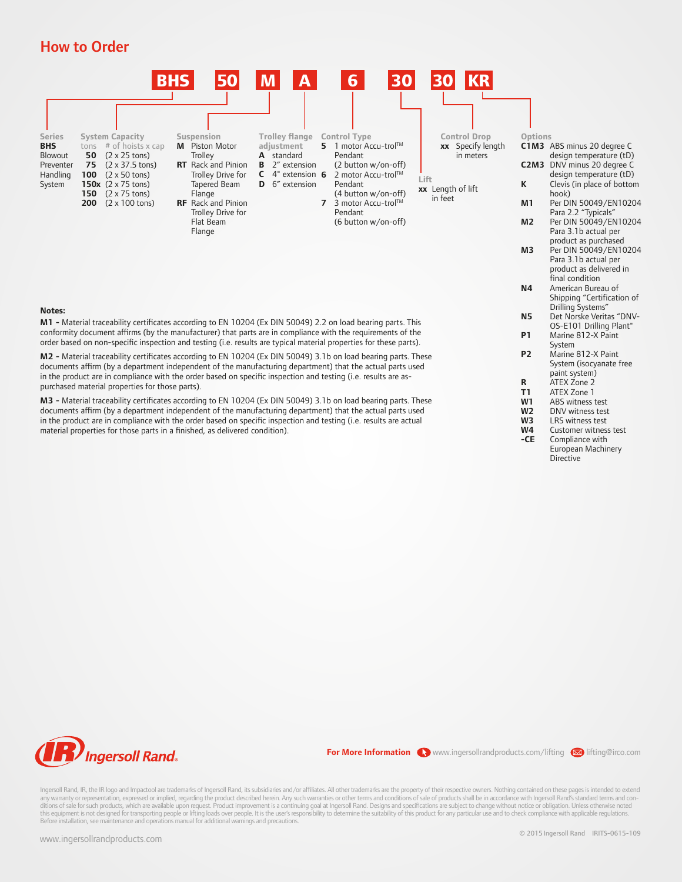## How to Order

**BHS** **50** **M** **A** **6** **30** **30** **KR**

**Series**

**BHS** Blowout Preventer Handling System

**System Capacity**

| tons | # of hoists x cap |
|---|---|
| **50** | (2 x 25 tons) |
| **75** | (2 x 37.5 tons) |
| **100** | (2 x 50 tons) |
| **150x** | (2 x 75 tons) |
| **150** | (2 x 75 tons) |
| **200** | (2 x 100 tons) |

**Suspension**

- **M** Piston Motor Trolley
- **RT** Rack and Pinion Trolley Drive for Tapered Beam Flange
- **RF** Rack and Pinion Trolley Drive for Flat Beam Flange

**Trolley flange adjustment**

- **A** standard
- **B** 2" extension
- **C** 4" extension
- **D** 6" extension

**Control Type**

- **5** 1 motor Accu-trol™ Pendant (2 button w/on-off)
- **6** 2 motor Accu-trol™ Pendant (4 button w/on-off)
- **7** 3 motor Accu-trol™ Pendant (6 button w/on-off)

**Lift**

- **xx** Length of lift in feet

**Control Drop**

- **xx** Specify length in meters

**Options**

- **C1M3** ABS minus 20 degree C design temperature (tD)
- **C2M3** DNV minus 20 degree C design temperature (tD)
- **K** Clevis (in place of bottom hook)
- **M1** Per DIN 50049/EN10204 Para 2.2 "Typicals"
- **M2** Per DIN 50049/EN10204 Para 3.1b actual per product as purchased
- **M3** Per DIN 50049/EN10204 Para 3.1b actual per product as delivered in final condition
- **N4** American Bureau of Shipping "Certification of Drilling Systems"
- **N5** Det Norske Veritas "DNV-OS-E101 Drilling Plant"
- **P1** Marine 812-X Paint System
- **P2** Marine 812-X Paint System (isocyanate free paint system)
- **R** ATEX Zone 2
- **T1** ATEX Zone 1
- **W1** ABS witness test
- **W2** DNV witness test
- **W3** LRS witness test
- **W4** Customer witness test
- **-CE** Compliance with European Machinery Directive

**Notes:**

**M1 -** Material traceability certificates according to EN 10204 (Ex DIN 50049) 2.2 on load bearing parts. This conformity document affirms (by the manufacturer) that parts are in compliance with the requirements of the order based on non-specific inspection and testing (i.e. results are typical material properties for these parts).

**M2 -** Material traceability certificates according to EN 10204 (Ex DIN 50049) 3.1b on load bearing parts. These documents affirm (by a department independent of the manufacturing department) that the actual parts used in the product are in compliance with the order based on specific inspection and testing (i.e. results are as-purchased material properties for those parts).

**M3 -** Material traceability certificates according to EN 10204 (Ex DIN 50049) 3.1b on load bearing parts. These documents affirm (by a department independent of the manufacturing department) that the actual parts used in the product are in compliance with the order based on specific inspection and testing (i.e. results are actual material properties for those parts in a finished, as delivered condition).

Ingersoll Rand

**For More Information** www.ingersollrandproducts.com/lifting lifting@irco.com

Ingersoll Rand, IR, the IR logo and Impactool are trademarks of Ingersoll Rand, its subsidiaries and/or affiliates. All other trademarks are the property of their respective owners. Nothing contained on these pages is intended to extend any warranty or representation, expressed or implied, regarding the product described herein. Any such warranties or other terms and conditions of sale of products shall be in accordance with Ingersoll Rand's standard terms and conditions of sale for such products, which are available upon request. Product improvement is a continuing goal at Ingersoll Rand. Designs and specifications are subject to change without notice or obligation. Unless otherwise noted this equipment is not designed for transporting people or lifting loads over people. It is the user's responsibility to determine the suitability of this product for any particular use and to check compliance with applicable regulations. Before installation, see maintenance and operations manual for additional warnings and precautions.

www.ingersollrandproducts.com

© 2015 Ingersoll Rand IRITS-0615-109